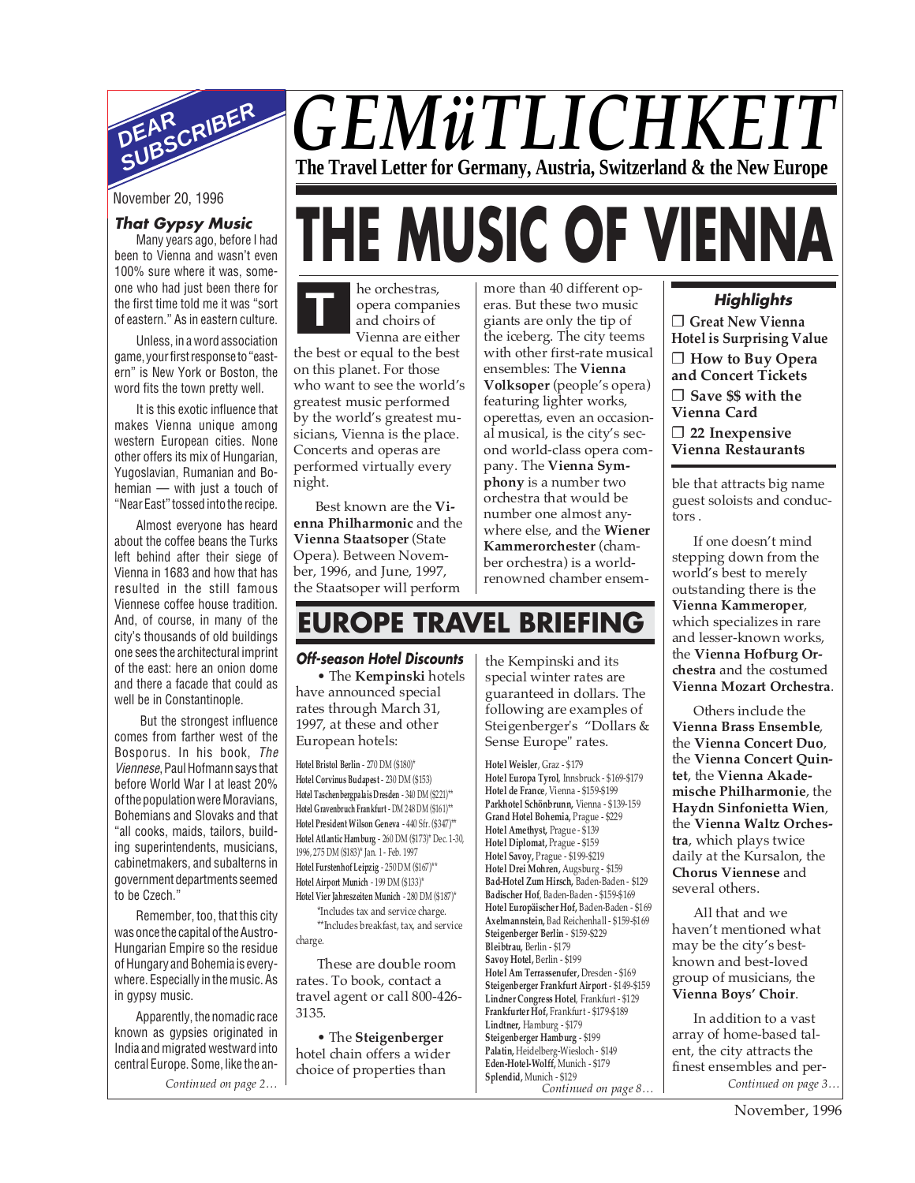DEAR SUBSCRIBER

# GEMüTLICHKEIT

The Travel Letter for Germany, Austria, Switzerland & the New Europe

November 20, 1996

### That Gypsy Music

Many years ago, before I had been to Vienna and wasn't even 100% sure where it was, someone who had just been there for the first time told me it was "sort of eastern." As in eastern culture.

Unless, in a word association game, your first response to "eastern" is New York or Boston, the word fits the town pretty well.

It is this exotic influence that makes Vienna unique among western European cities. None other offers its mix of Hungarian, Yugoslavian, Rumanian and Bohemian — with just a touch of "Near East" tossed into the recipe.

Almost everyone has heard about the coffee beans the Turks left behind after their siege of Vienna in 1683 and how that has resulted in the still famous Viennese coffee house tradition. And, of course, in many of the city's thousands of old buildings one sees the architectural imprint of the east: here an onion dome and there a facade that could as well be in Constantinople.

But the strongest influence comes from farther west of the Bosporus. In his book, *The Viennese*, Paul Hofmann says that before World War I at least 20% of the population were Moravians, Bohemians and Slovaks and that "all cooks, maids, tailors, building superintendents, musicians, cabinetmakers, and subalterns in government departments seemed to be Czech."

Remember, too, that this city was once the capital of the Austro-Hungarian Empire so the residue of Hungary and Bohemia is everywhere. Especially in the music. As in gypsy music.

Apparently, the nomadic race known as gypsies originated in India and migrated westward into central Europe. Some, like the an-

*Continued on page 2…*

# THE MUSIC OF VIENNA

The orchestras, opera companies and choirs of Vienna are either the best or equal to the best on this planet. For those who want to see the world's greatest music performed by the world's greatest musicians, Vienna is the place. Concerts and operas are performed virtually every night.

Best known are the **Vienna Philharmonic** and the **Vienna Staatsoper** (State Opera). Between November, 1996, and June, 1997, the Staatsoper will perform more than 40 different operas. But these two music giants are only the tip of the iceberg. The city teems with other first-rate musical ensembles: The **Vienna Volksoper** (people's opera) featuring lighter works, operettas, even an occasional musical, is the city's second world-class opera company. The **Vienna Symphony** is a number two orchestra that would be number one almost anywhere else, and the **Wiener Kammerorchester** (chamber orchestra) is a world-renowned chamber ensemble that attracts big name guest soloists and conductors .

If one doesn't mind stepping down from the world's best to merely outstanding there is the **Vienna Kammeroper**, which specializes in rare and lesser-known works, the **Vienna Hofburg Orchestra** and the costumed **Vienna Mozart Orchestra**.

Others include the **Vienna Brass Ensemble**, the **Vienna Concert Duo**, the **Vienna Concert Quintet**, the **Vienna Akademische Philharmonie**, the **Haydn Sinfonietta Wien**, the **Vienna Waltz Orchestra**, which plays twice daily at the Kursalon, the **Chorus Viennese** and several others.

All that and we haven't mentioned what may be the city's best-known and best-loved group of musicians, the **Vienna Boys' Choir**.

In addition to a vast array of home-based talent, the city attracts the finest ensembles and per-

*Continued on page 3…*

### Highlights

- ❐ Great New Vienna Hotel is Surprising Value
- ❐ How to Buy Opera and Concert Tickets
- ❐ Save $$ with the Vienna Card
- ❐ 22 Inexpensive Vienna Restaurants

## EUROPE TRAVEL BRIEFING

### Off-season Hotel Discounts

• The **Kempinski** hotels have announced special rates through March 31, 1997, at these and other European hotels:

**Hotel Bristol Berlin** - 270 DM ($180)*
**Hotel Corvinus Budapest** - 230 DM ($153)
**Hotel Taschenbergpalais Dresden** - 340 DM ($221)**
**Hotel Gravenbruch Frankfurt** - DM 248 DM ($161)**
**Hotel President Wilson Geneva** - 440 Sfr. ($347)**
**Hotel Atlantic Hamburg** - 260 DM ($173)* Dec. 1-30, 1996, 275 DM ($183)* Jan. 1 - Feb. 1997
**Hotel Furstenhof Leipzig** - 250 DM ($167)**
**Hotel Airport Munich** - 199 DM ($133)*
**Hotel Vier Jahreszeiten Munich** - 280 DM ($187)*

*Includes tax and service charge.
**Includes breakfast, tax, and service charge.

These are double room rates. To book, contact a travel agent or call 800-426-3135.

• The **Steigenberger** hotel chain offers a wider choice of properties than the Kempinski and its special winter rates are guaranteed in dollars. The following are examples of Steigenberger's "Dollars & Sense Europe" rates.

**Hotel Weisler**, Graz - $179
**Hotel Europa Tyrol**, Innsbruck - $169-$179
**Hotel de France**, Vienna - $159-$199
**Parkhotel Schönbrunn**, Vienna - $139-159
**Grand Hotel Bohemia**, Prague - $229
**Hotel Amethyst**, Prague - $139
**Hotel Diplomat**, Prague - $159
**Hotel Savoy**, Prague - $199-$219
**Hotel Drei Mohren**, Augsburg - $159
**Bad-Hotel Zum Hirsch**, Baden-Baden - $129
**Badischer Hof**, Baden-Baden - $159-$169
**Hotel Europäischer Hof**, Baden-Baden - $169
**Axelmannstein**, Bad Reichenhall - $159-$169
**Steigenberger Berlin** - $159-$229
**Bleibtrau**, Berlin - $179
**Savoy Hotel**, Berlin - $199
**Hotel Am Terrassenufer**, Dresden - $169
**Steigenberger Frankfurt Airport** - $149-$159
**Lindner Congress Hotel**, Frankfurt - $129
**Frankfurter Hof**, Frankfurt - $179-$189
**Lindtner**, Hamburg - $179
**Steigenberger Hamburg** - $199
**Palatin**, Heidelberg-Wiesloch - $149
**Eden-Hotel-Wolff**, Munich - $179
**Splendid**, Munich - $129

*Continued on page 8…*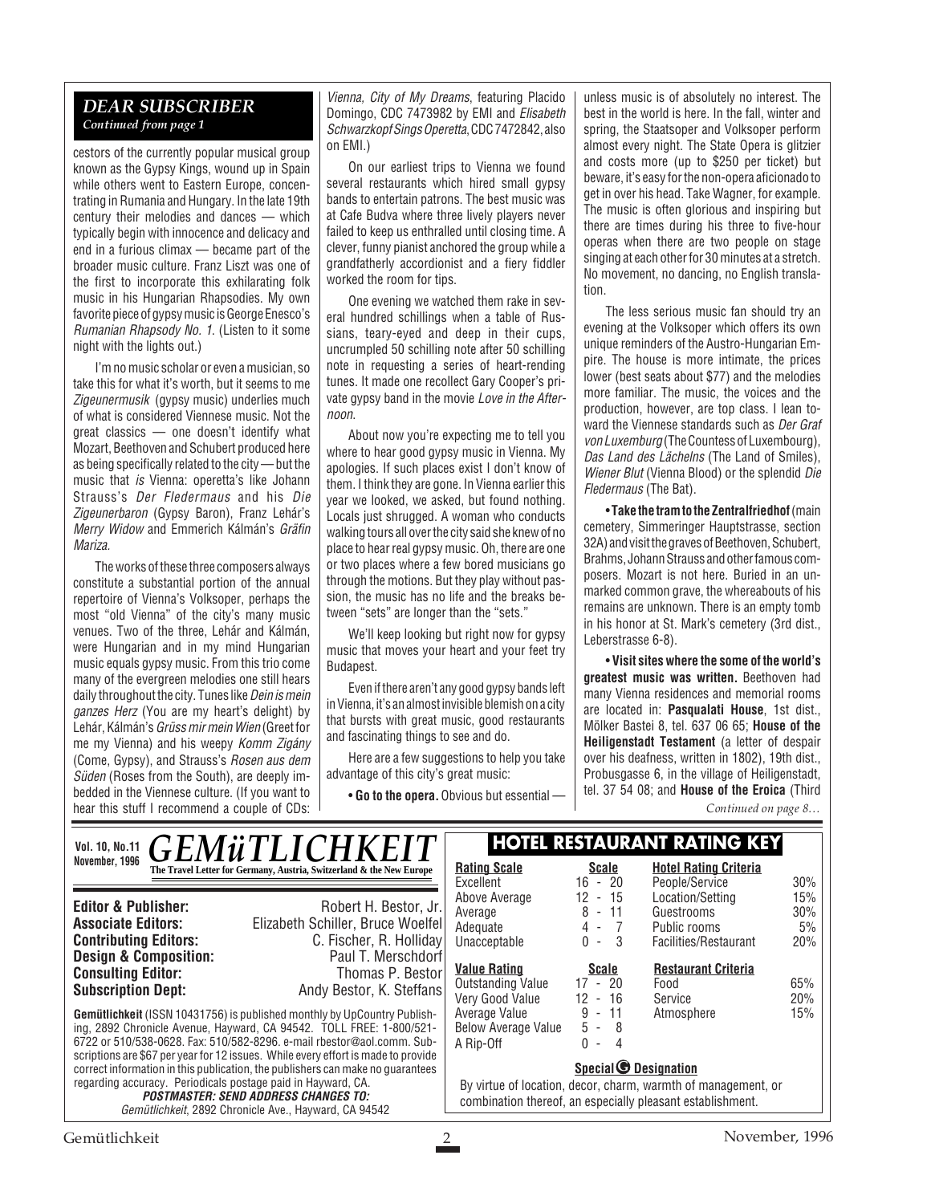## DEAR SUBSCRIBER

*Continued from page 1*

cestors of the currently popular musical group known as the Gypsy Kings, wound up in Spain while others went to Eastern Europe, concentrating in Rumania and Hungary. In the late 19th century their melodies and dances — which typically begin with innocence and delicacy and end in a furious climax — became part of the broader music culture. Franz Liszt was one of the first to incorporate this exhilarating folk music in his Hungarian Rhapsodies. My own favorite piece of gypsy music is George Enesco's *Rumanian Rhapsody No. 1.* (Listen to it some night with the lights out.)

I'm no music scholar or even a musician, so take this for what it's worth, but it seems to me *Zigeunermusik* (gypsy music) underlies much of what is considered Viennese music. Not the great classics — one doesn't identify what Mozart, Beethoven and Schubert produced here as being specifically related to the city — but the music that *is* Vienna: operetta's like Johann Strauss's *Der Fledermaus* and his *Die Zigeunerbaron* (Gypsy Baron), Franz Lehár's *Merry Widow* and Emmerich Kálmán's *Gräfin Mariza.*

The works of these three composers always constitute a substantial portion of the annual repertoire of Vienna's Volksoper, perhaps the most "old Vienna" of the city's many music venues. Two of the three, Lehár and Kálmán, were Hungarian and in my mind Hungarian music equals gypsy music. From this trio come many of the evergreen melodies one still hears daily throughout the city. Tunes like *Dein is mein ganzes Herz* (You are my heart's delight) by Lehár, Kálmán's *Grüss mir mein Wien* (Greet for me my Vienna) and his weepy *Komm Zigány* (Come, Gypsy), and Strauss's *Rosen aus dem Süden* (Roses from the South), are deeply imbedded in the Viennese culture. (If you want to hear this stuff I recommend a couple of CDs: *Vienna, City of My Dreams*, featuring Placido Domingo, CDC 7473982 by EMI and *Elisabeth Schwarzkopf Sings Operetta*, CDC 7472842, also on EMI.)

On our earliest trips to Vienna we found several restaurants which hired small gypsy bands to entertain patrons. The best music was at Cafe Budva where three lively players never failed to keep us enthralled until closing time. A clever, funny pianist anchored the group while a grandfatherly accordionist and a fiery fiddler worked the room for tips.

One evening we watched them rake in several hundred schillings when a table of Russians, teary-eyed and deep in their cups, uncrumpled 50 schilling note after 50 schilling note in requesting a series of heart-rending tunes. It made one recollect Gary Cooper's private gypsy band in the movie *Love in the Afternoon.*

About now you're expecting me to tell you where to hear good gypsy music in Vienna. My apologies. If such places exist I don't know of them. I think they are gone. In Vienna earlier this year we looked, we asked, but found nothing. Locals just shrugged. A woman who conducts walking tours all over the city said she knew of no place to hear real gypsy music. Oh, there are one or two places where a few bored musicians go through the motions. But they play without passion, the music has no life and the breaks between "sets" are longer than the "sets."

We'll keep looking but right now for gypsy music that moves your heart and your feet try Budapest.

Even if there aren't any good gypsy bands left in Vienna, it's an almost invisible blemish on a city that bursts with great music, good restaurants and fascinating things to see and do.

Here are a few suggestions to help you take advantage of this city's great music:

• **Go to the opera.** Obvious but essential — unless music is of absolutely no interest. The best in the world is here. In the fall, winter and spring, the Staatsoper and Volksoper perform almost every night. The State Opera is glitzier and costs more (up to $250 per ticket) but beware, it's easy for the non-opera aficionado to get in over his head. Take Wagner, for example. The music is often glorious and inspiring but there are times during his three to five-hour operas when there are two people on stage singing at each other for 30 minutes at a stretch. No movement, no dancing, no English translation.

The less serious music fan should try an evening at the Volksoper which offers its own unique reminders of the Austro-Hungarian Empire. The house is more intimate, the prices lower (best seats about $77) and the melodies more familiar. The music, the voices and the production, however, are top class. I lean toward the Viennese standards such as *Der Graf von Luxemburg* (The Countess of Luxembourg), *Das Land des Lächelns* (The Land of Smiles), *Wiener Blut* (Vienna Blood) or the splendid *Die Fledermaus* (The Bat).

• **Take the tram to the Zentralfriedhof** (main cemetery, Simmeringer Hauptstrasse, section 32A) and visit the graves of Beethoven, Schubert, Brahms, Johann Strauss and other famous composers. Mozart is not here. Buried in an unmarked common grave, the whereabouts of his remains are unknown. There is an empty tomb in his honor at St. Mark's cemetery (3rd dist., Leberstrasse 6-8).

• **Visit sites where the some of the world's greatest music was written.** Beethoven had many Vienna residences and memorial rooms are located in: **Pasqualati House**, 1st dist., Mölker Bastei 8, tel. 637 06 65; **House of the Heiligenstadt Testament** (a letter of despair over his deafness, written in 1802), 19th dist., Probusgasse 6, in the village of Heiligenstadt, tel. 37 54 08; and **House of the Eroica** (Third

*Continued on page 8…*

---

Vol. 10, No.11
November, 1996

# GEMüTLICHKEIT

**The Travel Letter for Germany, Austria, Switzerland & the New Europe**

| | |
|---|---|
| **Editor & Publisher:** | Robert H. Bestor, Jr. |
| **Associate Editors:** | Elizabeth Schiller, Bruce Woelfel |
| **Contributing Editors:** | C. Fischer, R. Holliday |
| **Design & Composition:** | Paul T. Merschdorf |
| **Consulting Editor:** | Thomas P. Bestor |
| **Subscription Dept:** | Andy Bestor, K. Steffans |

**Gemütlichkeit** (ISSN 10431756) is published monthly by UpCountry Publishing, 2892 Chronicle Avenue, Hayward, CA 94542. TOLL FREE: 1-800/521-6722 or 510/538-0628. Fax: 510/582-8296. e-mail rbestor@aol.comm. Subscriptions are $67 per year for 12 issues. While every effort is made to provide correct information in this publication, the publishers can make no guarantees regarding accuracy. Periodicals postage paid in Hayward, CA.

***POSTMASTER: SEND ADDRESS CHANGES TO:***
*Gemütlichkeit, 2892 Chronicle Ave., Hayward, CA 94542*

## HOTEL RESTAURANT RATING KEY

| Rating Scale | Scale | Hotel Rating Criteria | |
|---|---|---|---|
| Excellent | 16 - 20 | People/Service | 30% |
| Above Average | 12 - 15 | Location/Setting | 15% |
| Average | 8 - 11 | Guestrooms | 30% |
| Adequate | 4 - 7 | Public rooms | 5% |
| Unacceptable | 0 - 3 | Facilities/Restaurant | 20% |

| Value Rating | Scale | Restaurant Criteria | |
|---|---|---|---|
| Outstanding Value | 17 - 20 | Food | 65% |
| Very Good Value | 12 - 16 | Service | 20% |
| Average Value | 9 - 11 | Atmosphere | 15% |
| Below Average Value | 5 - 8 | | |
| A Rip-Off | 0 - 4 | | |

**Special G Designation**

By virtue of location, decor, charm, warmth of management, or combination thereof, an especially pleasant establishment.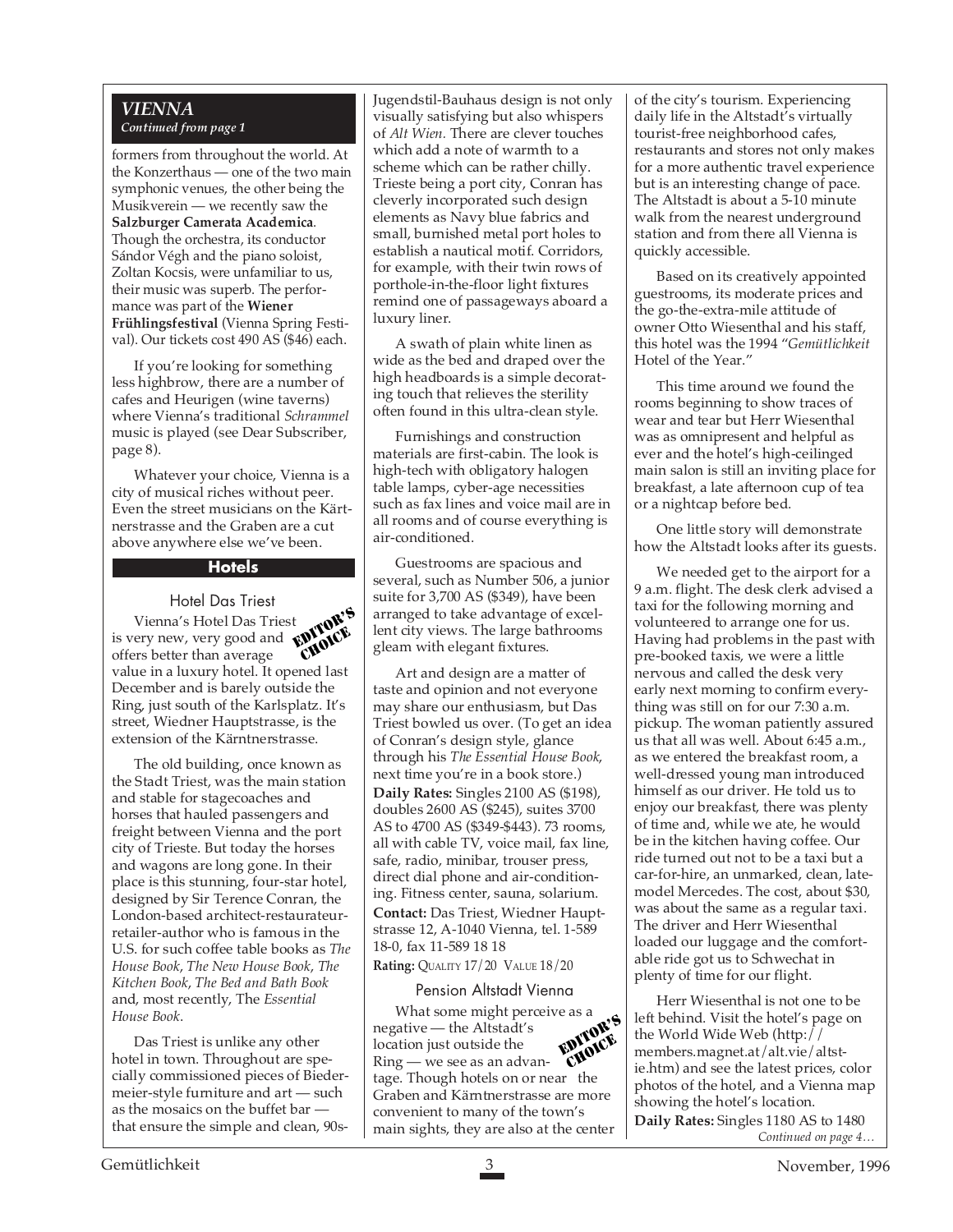## VIENNA

*Continued from page 1*

formers from throughout the world. At the Konzerthaus — one of the two main symphonic venues, the other being the Musikverein — we recently saw the **Salzburger Camerata Academica**. Though the orchestra, its conductor Sándor Végh and the piano soloist, Zoltan Kocsis, were unfamiliar to us, their music was superb. The performance was part of the **Wiener Frühlingsfestival** (Vienna Spring Festival). Our tickets cost 490 AS ($46) each.

If you're looking for something less highbrow, there are a number of cafes and Heurigen (wine taverns) where Vienna's traditional *Schrammel* music is played (see Dear Subscriber, page 8).

Whatever your choice, Vienna is a city of musical riches without peer. Even the street musicians on the Kärtnerstrasse and the Graben are a cut above anywhere else we've been.

## Hotels

### Hotel Das Triest

EDITOR'S CHOICE

Vienna's Hotel Das Triest is very new, very good and offers better than average value in a luxury hotel. It opened last December and is barely outside the Ring, just south of the Karlsplatz. It's street, Wiedner Hauptstrasse, is the extension of the Kärntnerstrasse.

The old building, once known as the Stadt Triest, was the main station and stable for stagecoaches and horses that hauled passengers and freight between Vienna and the port city of Trieste. But today the horses and wagons are long gone. In their place is this stunning, four-star hotel, designed by Sir Terence Conran, the London-based architect-restaurateur-retailer-author who is famous in the U.S. for such coffee table books as *The House Book*, *The New House Book*, *The Kitchen Book*, *The Bed and Bath Book* and, most recently, The *Essential House Book*.

Das Triest is unlike any other hotel in town. Throughout are specially commissioned pieces of Biedermeier-style furniture and art — such as the mosaics on the buffet bar — that ensure the simple and clean, 90s-Jugendstil-Bauhaus design is not only visually satisfying but also whispers of *Alt Wien.* There are clever touches which add a note of warmth to a scheme which can be rather chilly. Trieste being a port city, Conran has cleverly incorporated such design elements as Navy blue fabrics and small, burnished metal port holes to establish a nautical motif. Corridors, for example, with their twin rows of porthole-in-the-floor light fixtures remind one of passageways aboard a luxury liner.

A swath of plain white linen as wide as the bed and draped over the high headboards is a simple decorating touch that relieves the sterility often found in this ultra-clean style.

Furnishings and construction materials are first-cabin. The look is high-tech with obligatory halogen table lamps, cyber-age necessities such as fax lines and voice mail are in all rooms and of course everything is air-conditioned.

Guestrooms are spacious and several, such as Number 506, a junior suite for 3,700 AS ($349), have been arranged to take advantage of excellent city views. The large bathrooms gleam with elegant fixtures.

Art and design are a matter of taste and opinion and not everyone may share our enthusiasm, but Das Triest bowled us over. (To get an idea of Conran's design style, glance through his *The Essential House Book*, next time you're in a book store.)

**Daily Rates:** Singles 2100 AS ($198), doubles 2600 AS ($245), suites 3700 AS to 4700 AS ($349-$443). 73 rooms, all with cable TV, voice mail, fax line, safe, radio, minibar, trouser press, direct dial phone and air-conditioning. Fitness center, sauna, solarium.

**Contact:** Das Triest, Wiedner Hauptstrasse 12, A-1040 Vienna, tel. 1-589 18-0, fax 11-589 18 18

**Rating:** QUALITY 17/20 VALUE 18/20

### Pension Altstadt Vienna

EDITOR'S CHOICE

What some might perceive as a negative — the Altstadt's location just outside the Ring — we see as an advantage. Though hotels on or near the Graben and Kärntnerstrasse are more convenient to many of the town's main sights, they are also at the center of the city's tourism. Experiencing daily life in the Altstadt's virtually tourist-free neighborhood cafes, restaurants and stores not only makes for a more authentic travel experience but is an interesting change of pace. The Altstadt is about a 5-10 minute walk from the nearest underground station and from there all Vienna is quickly accessible.

Based on its creatively appointed guestrooms, its moderate prices and the go-the-extra-mile attitude of owner Otto Wiesenthal and his staff, this hotel was the 1994 "*Gemütlichkeit* Hotel of the Year."

This time around we found the rooms beginning to show traces of wear and tear but Herr Wiesenthal was as omnipresent and helpful as ever and the hotel's high-ceilinged main salon is still an inviting place for breakfast, a late afternoon cup of tea or a nightcap before bed.

One little story will demonstrate how the Altstadt looks after its guests.

We needed get to the airport for a 9 a.m. flight. The desk clerk advised a taxi for the following morning and volunteered to arrange one for us. Having had problems in the past with pre-booked taxis, we were a little nervous and called the desk very early next morning to confirm everything was still on for our 7:30 a.m. pickup. The woman patiently assured us that all was well. About 6:45 a.m., as we entered the breakfast room, a well-dressed young man introduced himself as our driver. He told us to enjoy our breakfast, there was plenty of time and, while we ate, he would be in the kitchen having coffee. Our ride turned out not to be a taxi but a car-for-hire, an unmarked, clean, late-model Mercedes. The cost, about $30, was about the same as a regular taxi. The driver and Herr Wiesenthal loaded our luggage and the comfortable ride got us to Schwechat in plenty of time for our flight.

Herr Wiesenthal is not one to be left behind. Visit the hotel's page on the World Wide Web (http://members.magnet.at/alt.vie/altstie.htm) and see the latest prices, color photos of the hotel, and a Vienna map showing the hotel's location.

**Daily Rates:** Singles 1180 AS to 1480

*Continued on page 4…*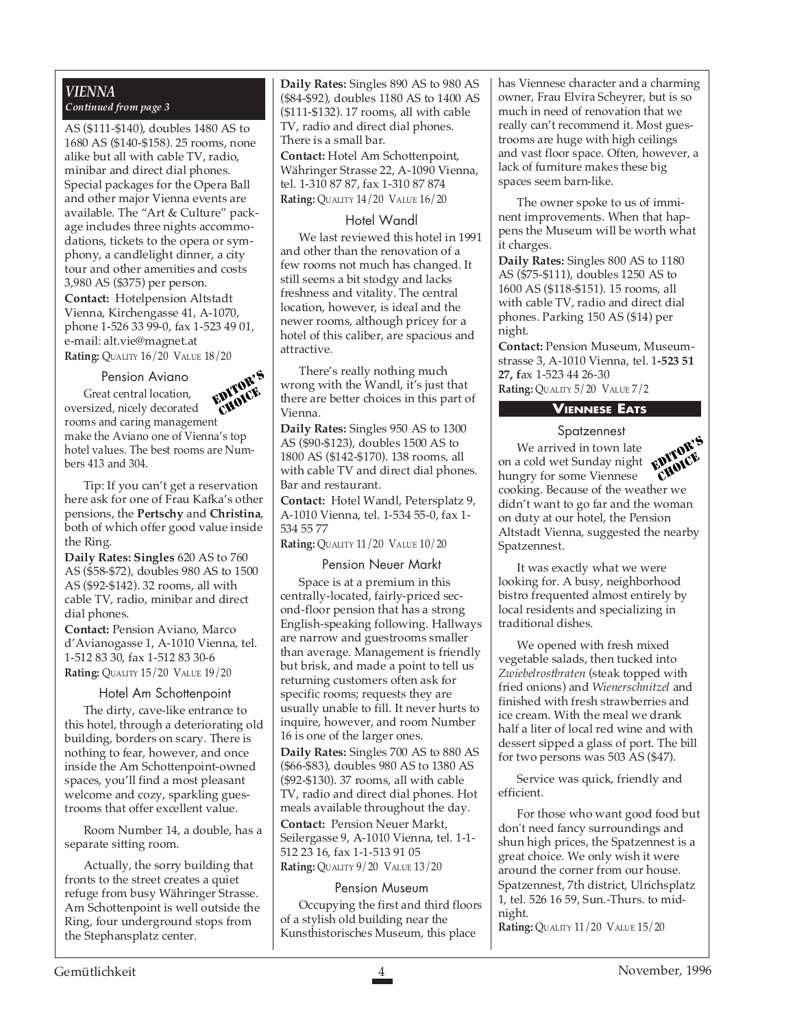## *VIENNA*

*Continued from page 3*

AS ($111-$140), doubles 1480 AS to 1680 AS ($140-$158). 25 rooms, none alike but all with cable TV, radio, minibar and direct dial phones. Special packages for the Opera Ball and other major Vienna events are available. The "Art & Culture" package includes three nights accommodations, tickets to the opera or symphony, a candlelight dinner, a city tour and other amenities and costs 3,980 AS ($375) per person.

**Contact:** Hotelpension Altstadt Vienna, Kirchengasse 41, A-1070, phone 1-526 33 99-0, fax 1-523 49 01, e-mail: alt.vie@magnet.at

**Rating:** QUALITY 16/20 VALUE 18/20

### Pension Aviano

EDITOR'S CHOICE

Great central location, oversized, nicely decorated rooms and caring management make the Aviano one of Vienna's top hotel values. The best rooms are Numbers 413 and 304.

Tip: If you can't get a reservation here ask for one of Frau Kafka's other pensions, the **Pertschy** and **Christina**, both of which offer good value inside the Ring.

**Daily Rates: Singles** 620 AS to 760 AS ($58-$72), doubles 980 AS to 1500 AS ($92-$142). 32 rooms, all with cable TV, radio, minibar and direct dial phones.

**Contact:** Pension Aviano, Marco d'Avianogasse 1, A-1010 Vienna, tel. 1-512 83 30, fax 1-512 83 30-6

**Rating:** QUALITY 15/20 VALUE 19/20

### Hotel Am Schottenpoint

The dirty, cave-like entrance to this hotel, through a deteriorating old building, borders on scary. There is nothing to fear, however, and once inside the Am Schottenpoint-owned spaces, you'll find a most pleasant welcome and cozy, sparkling guestrooms that offer excellent value.

Room Number 14, a double, has a separate sitting room.

Actually, the sorry building that fronts to the street creates a quiet refuge from busy Währinger Strasse. Am Schottenpoint is well outside the Ring, four underground stops from the Stephansplatz center.

**Daily Rates:** Singles 890 AS to 980 AS ($84-$92), doubles 1180 AS to 1400 AS ($111-$132). 17 rooms, all with cable TV, radio and direct dial phones. There is a small bar.

**Contact:** Hotel Am Schottenpoint, Währinger Strasse 22, A-1090 Vienna, tel. 1-310 87 87, fax 1-310 87 874

**Rating:** QUALITY 14/20 VALUE 16/20

### Hotel Wandl

We last reviewed this hotel in 1991 and other than the renovation of a few rooms not much has changed. It still seems a bit stodgy and lacks freshness and vitality. The central location, however, is ideal and the newer rooms, although pricey for a hotel of this caliber, are spacious and attractive.

There's really nothing much wrong with the Wandl, it's just that there are better choices in this part of Vienna.

**Daily Rates:** Singles 950 AS to 1300 AS ($90-$123), doubles 1500 AS to 1800 AS ($142-$170). 138 rooms, all with cable TV and direct dial phones. Bar and restaurant.

**Contact:** Hotel Wandl, Petersplatz 9, A-1010 Vienna, tel. 1-534 55-0, fax 1-534 55 77

**Rating:** QUALITY 11/20 VALUE 10/20

### Pension Neuer Markt

Space is at a premium in this centrally-located, fairly-priced second-floor pension that has a strong English-speaking following. Hallways are narrow and guestrooms smaller than average. Management is friendly but brisk, and made a point to tell us returning customers often ask for specific rooms; requests they are usually unable to fill. It never hurts to inquire, however, and room Number 16 is one of the larger ones.

**Daily Rates:** Singles 700 AS to 880 AS ($66-$83), doubles 980 AS to 1380 AS ($92-$130). 37 rooms, all with cable TV, radio and direct dial phones. Hot meals available throughout the day.

**Contact:** Pension Neuer Markt, Seilergasse 9, A-1010 Vienna, tel. 1-1-512 23 16, fax 1-1-513 91 05

**Rating:** QUALITY 9/20 VALUE 13/20

### Pension Museum

Occupying the first and third floors of a stylish old building near the Kunsthistorisches Museum, this place has Viennese character and a charming owner, Frau Elvira Scheyrer, but is so much in need of renovation that we really can't recommend it. Most guestrooms are huge with high ceilings and vast floor space. Often, however, a lack of furniture makes these big spaces seem barn-like.

The owner spoke to us of imminent improvements. When that happens the Museum will be worth what it charges.

**Daily Rates:** Singles 800 AS to 1180 AS ($75-$111), doubles 1250 AS to 1600 AS ($118-$151). 15 rooms, all with cable TV, radio and direct dial phones. Parking 150 AS ($14) per night.

**Contact:** Pension Museum, Museumstrasse 3, A-1010 Vienna, tel. **1-523 51 27, f**ax 1-523 44 26-30

**Rating:** QUALITY 5/20 VALUE 7/2

## VIENNESE EATS

### Spatzennest

EDITOR'S CHOICE

We arrived in town late on a cold wet Sunday night hungry for some Viennese cooking. Because of the weather we didn't want to go far and the woman on duty at our hotel, the Pension Altstadt Vienna, suggested the nearby Spatzennest.

It was exactly what we were looking for. A busy, neighborhood bistro frequented almost entirely by local residents and specializing in traditional dishes.

We opened with fresh mixed vegetable salads, then tucked into *Zwiebelrostbraten* (steak topped with fried onions) and *Wienerschnitzel* and finished with fresh strawberries and ice cream. With the meal we drank half a liter of local red wine and with dessert sipped a glass of port. The bill for two persons was 503 AS ($47).

Service was quick, friendly and efficient.

For those who want good food but don't need fancy surroundings and shun high prices, the Spatzennest is a great choice. We only wish it were around the corner from our house. Spatzennest, 7th district, Ulrichsplatz 1, tel. 526 16 59, Sun.-Thurs. to midnight.

**Rating:** QUALITY 11/20 VALUE 15/20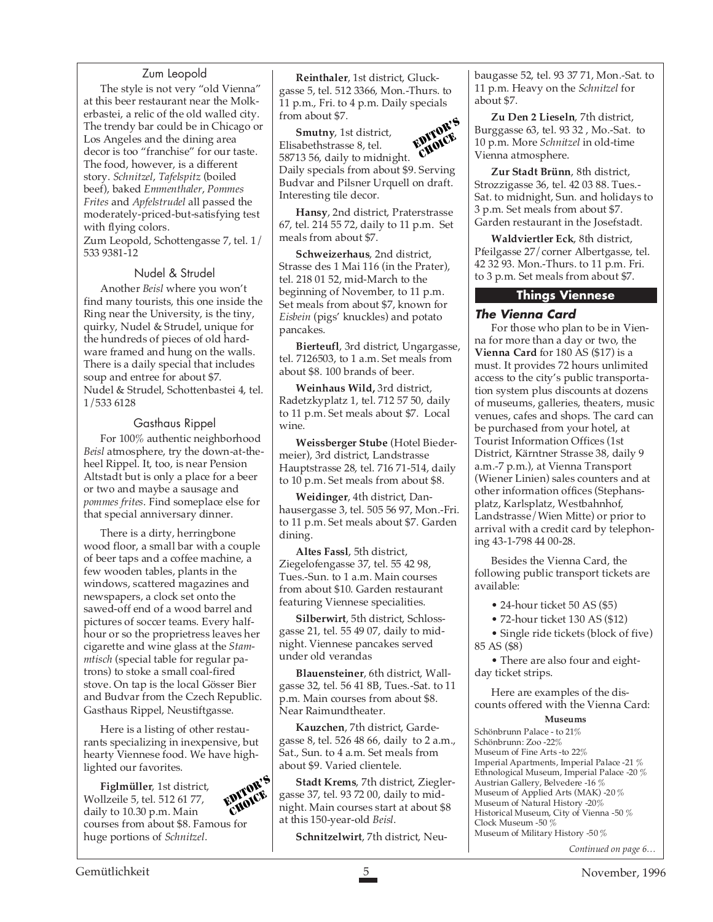### Zum Leopold

The style is not very "old Vienna" at this beer restaurant near the Molkerbastei, a relic of the old walled city. The trendy bar could be in Chicago or Los Angeles and the dining area decor is too "franchise" for our taste. The food, however, is a different story. *Schnitzel*, *Tafelspitz* (boiled beef), baked *Emmenthaler*, *Pommes Frites* and *Apfelstrudel* all passed the moderately-priced-but-satisfying test with flying colors.
Zum Leopold, Schottengasse 7, tel. 1/533 9381-12

### Nudel & Strudel

Another *Beisl* where you won't find many tourists, this one inside the Ring near the University, is the tiny, quirky, Nudel & Strudel, unique for the hundreds of pieces of old hardware framed and hung on the walls. There is a daily special that includes soup and entree for about $7.
Nudel & Strudel, Schottenbastei 4, tel. 1/533 6128

### Gasthaus Rippel

For 100% authentic neighborhood *Beisl* atmosphere, try the down-at-the-heel Rippel. It, too, is near Pension Altstadt but is only a place for a beer or two and maybe a sausage and *pommes frites*. Find someplace else for that special anniversary dinner.

There is a dirty, herringbone wood floor, a small bar with a couple of beer taps and a coffee machine, a few wooden tables, plants in the windows, scattered magazines and newspapers, a clock set onto the sawed-off end of a wood barrel and pictures of soccer teams. Every half-hour or so the proprietress leaves her cigarette and wine glass at the *Stammtisch* (special table for regular patrons) to stoke a small coal-fired stove. On tap is the local Gösser Bier and Budvar from the Czech Republic.
Gasthaus Rippel, Neustiftgasse.

Here is a listing of other restaurants specializing in inexpensive, but hearty Viennese food. We have highlighted our favorites.

**Figlmüller**, 1st district, Wollzeile 5, tel. 512 61 77, daily to 10.30 p.m. Main courses from about $8. Famous for huge portions of *Schnitzel*. EDITOR'S CHOICE

**Reinthaler**, 1st district, Gluckgasse 5, tel. 512 3366, Mon.-Thurs. to 11 p.m., Fri. to 4 p.m. Daily specials from about $7.

**Smutny**, 1st district, Elisabethstrasse 8, tel. 58713 56, daily to midnight. Daily specials from about $9. Serving Budvar and Pilsner Urquell on draft. Interesting tile decor. EDITOR'S CHOICE

**Hansy**, 2nd district, Praterstrasse 67, tel. 214 55 72, daily to 11 p.m. Set meals from about $7.

**Schweizerhaus**, 2nd district, Strasse des 1 Mai 116 (in the Prater), tel. 218 01 52, mid-March to the beginning of November, to 11 p.m. Set meals from about $7, known for *Eisbein* (pigs' knuckles) and potato pancakes.

**Bierteufl**, 3rd district, Ungargasse, tel. 7126503, to 1 a.m. Set meals from about $8. 100 brands of beer.

**Weinhaus Wild,** 3rd district, Radetzkyplatz 1, tel. 712 57 50, daily to 11 p.m. Set meals about $7. Local wine.

**Weissberger Stube** (Hotel Biedermeier), 3rd district, Landstrasse Hauptstrasse 28, tel. 716 71-514, daily to 10 p.m. Set meals from about $8.

**Weidinger**, 4th district, Danhausergasse 3, tel. 505 56 97, Mon.-Fri. to 11 p.m. Set meals about $7. Garden dining.

**Altes Fassl**, 5th district, Ziegelofengasse 37, tel. 55 42 98, Tues.-Sun. to 1 a.m. Main courses from about $10. Garden restaurant featuring Viennese specialities.

**Silberwirt**, 5th district, Schlossgasse 21, tel. 55 49 07, daily to midnight. Viennese pancakes served under old verandas

**Blauensteiner**, 6th district, Wallgasse 32, tel. 56 41 8B, Tues.-Sat. to 11 p.m. Main courses from about $8. Near Raimundtheater.

**Kauzchen**, 7th district, Gardegasse 8, tel. 526 48 66, daily to 2 a.m., Sat., Sun. to 4 a.m. Set meals from about $9. Varied clientele.

**Stadt Krems**, 7th district, Zieglergasse 37, tel. 93 72 00, daily to midnight. Main courses start at about $8 at this 150-year-old *Beisl*.

**Schnitzelwirt**, 7th district, Neubaugasse 52, tel. 93 37 71, Mon.-Sat. to 11 p.m. Heavy on the *Schnitzel* for about $7.

**Zu Den 2 Lieseln**, 7th district, Burggasse 63, tel. 93 32 , Mo.-Sat. to 10 p.m. More *Schnitzel* in old-time Vienna atmosphere.

**Zur Stadt Brünn**, 8th district, Strozzigasse 36, tel. 42 03 88. Tues.-Sat. to midnight, Sun. and holidays to 3 p.m. Set meals from about $7. Garden restaurant in the Josefstadt.

**Waldviertler Eck**, 8th district, Pfeilgasse 27/corner Albertgasse, tel. 42 32 93. Mon.-Thurs. to 11 p.m. Fri. to 3 p.m. Set meals from about $7.

## Things Viennese

### *The Vienna Card*

For those who plan to be in Vienna for more than a day or two, the **Vienna Card** for 180 AS ($17) is a must. It provides 72 hours unlimited access to the city's public transportation system plus discounts at dozens of museums, galleries, theaters, music venues, cafes and shops. The card can be purchased from your hotel, at Tourist Information Offices (1st District, Kärntner Strasse 38, daily 9 a.m.-7 p.m.), at Vienna Transport (Wiener Linien) sales counters and at other information offices (Stephansplatz, Karlsplatz, Westbahnhof, Landstrasse/Wien Mitte) or prior to arrival with a credit card by telephoning 43-1-798 44 00-28.

Besides the Vienna Card, the following public transport tickets are available:

- 24-hour ticket 50 AS ($5)
- 72-hour ticket 130 AS ($12)
- Single ride tickets (block of five) 85 AS ($8)
- There are also four and eight-day ticket strips.

Here are examples of the discounts offered with the Vienna Card:

**Museums**

Schönbrunn Palace - to 21%
Schönbrunn: Zoo -22%
Museum of Fine Arts -to 22%
Imperial Apartments, Imperial Palace -21 %
Ethnological Museum, Imperial Palace -20 %
Austrian Gallery, Belvedere -16 %
Museum of Applied Arts (MAK) -20 %
Museum of Natural History -20%
Historical Museum, City of Vienna -50 %
Clock Museum -50 %
Museum of Military History -50 %

*Continued on page 6…*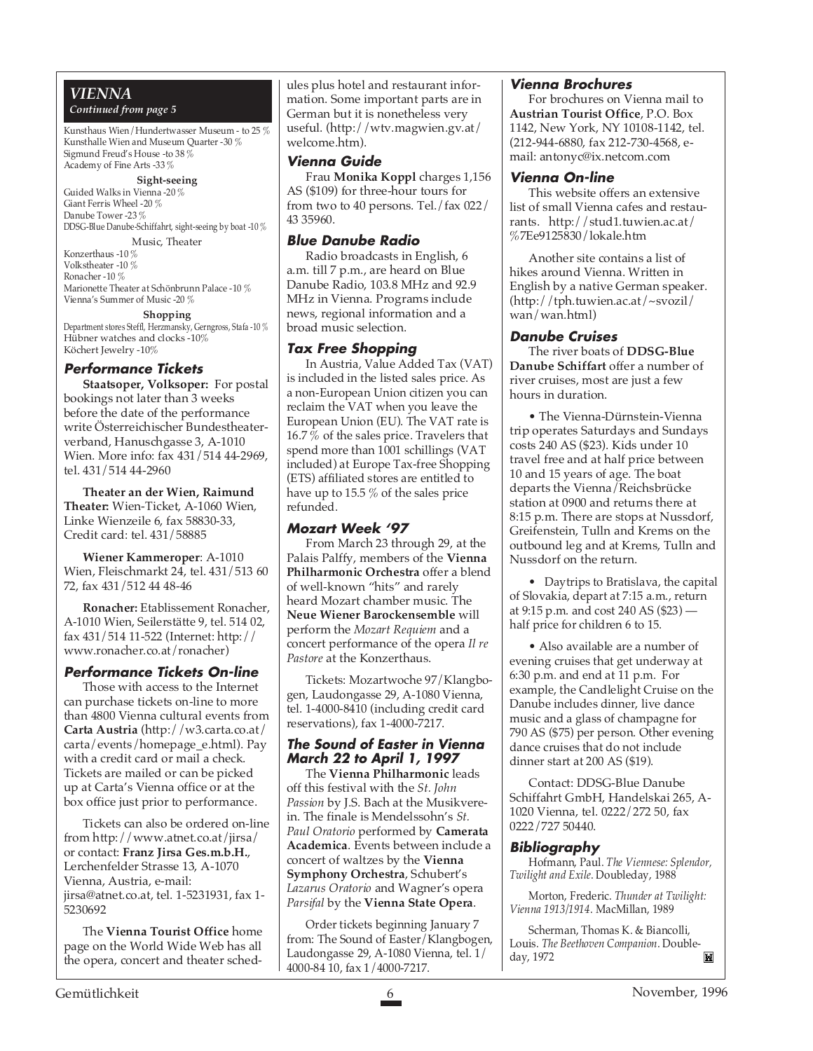## VIENNA

*Continued from page 5*

Kunsthaus Wien/Hundertwasser Museum - to 25 %
Kunsthalle Wien and Museum Quarter -30 %
Sigmund Freud's House -to 38 %
Academy of Fine Arts -33 %

**Sight-seeing**

Guided Walks in Vienna -20 %
Giant Ferris Wheel -20 %
Danube Tower -23 %
DDSG-Blue Danube-Schiffahrt, sight-seeing by boat -10 %

Music, Theater

Konzerthaus -10 %
Volkstheater -10 %
Ronacher -10 %
Marionette Theater at Schönbrunn Palace -10 %
Vienna's Summer of Music -20 %

**Shopping**

Department stores Steffl, Herzmansky, Gerngross, Stafa -10 %
Hübner watches and clocks -10%
Köchert Jewelry -10%

### Performance Tickets

**Staatsoper, Volksoper:** For postal bookings not later than 3 weeks before the date of the performance write Österreichischer Bundestheaterverband, Hanuschgasse 3, A-1010 Wien. More info: fax 431/514 44-2969, tel. 431/514 44-2960

**Theater an der Wien, Raimund Theater:** Wien-Ticket, A-1060 Wien, Linke Wienzeile 6, fax 58830-33, Credit card: tel. 431/58885

**Wiener Kammeroper**: A-1010 Wien, Fleischmarkt 24, tel. 431/513 60 72, fax 431/512 44 48-46

**Ronacher:** Etablissement Ronacher, A-1010 Wien, Seilerstätte 9, tel. 514 02, fax 431/514 11-522 (Internet: http://www.ronacher.co.at/ronacher)

### Performance Tickets On-line

Those with access to the Internet can purchase tickets on-line to more than 4800 Vienna cultural events from **Carta Austria** (http://w3.carta.co.at/carta/events/homepage_e.html). Pay with a credit card or mail a check. Tickets are mailed or can be picked up at Carta's Vienna office or at the box office just prior to performance.

Tickets can also be ordered on-line from http://www.atnet.co.at/jirsa/ or contact: **Franz Jirsa Ges.m.b.H.**, Lerchenfelder Strasse 13, A-1070 Vienna, Austria, e-mail: jirsa@atnet.co.at, tel. 1-5231931, fax 1-5230692

The **Vienna Tourist Office** home page on the World Wide Web has all the opera, concert and theater schedules plus hotel and restaurant information. Some important parts are in German but it is nonetheless very useful. (http://wtv.magwien.gv.at/welcome.htm).

### Vienna Guide

Frau **Monika Koppl** charges 1,156 AS ($109) for three-hour tours for from two to 40 persons. Tel./fax 022/43 35960.

### Blue Danube Radio

Radio broadcasts in English, 6 a.m. till 7 p.m., are heard on Blue Danube Radio, 103.8 MHz and 92.9 MHz in Vienna. Programs include news, regional information and a broad music selection.

### Tax Free Shopping

In Austria, Value Added Tax (VAT) is included in the listed sales price. As a non-European Union citizen you can reclaim the VAT when you leave the European Union (EU). The VAT rate is 16.7 % of the sales price. Travelers that spend more than 1001 schillings (VAT included) at Europe Tax-free Shopping (ETS) affiliated stores are entitled to have up to 15.5 % of the sales price refunded.

### Mozart Week '97

From March 23 through 29, at the Palais Palffy, members of the **Vienna Philharmonic Orchestra** offer a blend of well-known "hits" and rarely heard Mozart chamber music. The **Neue Wiener Barockensemble** will perform the *Mozart Requiem* and a concert performance of the opera *Il re Pastore* at the Konzerthaus.

Tickets: Mozartwoche 97/Klangbogen, Laudongasse 29, A-1080 Vienna, tel. 1-4000-8410 (including credit card reservations), fax 1-4000-7217.

### The Sound of Easter in Vienna March 22 to April 1, 1997

The **Vienna Philharmonic** leads off this festival with the *St. John Passion* by J.S. Bach at the Musikverein. The finale is Mendelssohn's *St. Paul Oratorio* performed by **Camerata Academica**. Events between include a concert of waltzes by the **Vienna Symphony Orchestra**, Schubert's *Lazarus Oratorio* and Wagner's opera *Parsifal* by the **Vienna State Opera**.

Order tickets beginning January 7 from: The Sound of Easter/Klangbogen, Laudongasse 29, A-1080 Vienna, tel. 1/4000-84 10, fax 1/4000-7217.

### Vienna Brochures

For brochures on Vienna mail to **Austrian Tourist Office**, P.O. Box 1142, New York, NY 10108-1142, tel. (212-944-6880, fax 212-730-4568, e-mail: antonyc@ix.netcom.com

### Vienna On-line

This website offers an extensive list of small Vienna cafes and restaurants. http://stud1.tuwien.ac.at/%7Ee9125830/lokale.htm

Another site contains a list of hikes around Vienna. Written in English by a native German speaker. (http://tph.tuwien.ac.at/~svozil/wan/wan.html)

### Danube Cruises

The river boats of **DDSG-Blue Danube Schiffart** offer a number of river cruises, most are just a few hours in duration.

• The Vienna-Dürnstein-Vienna trip operates Saturdays and Sundays costs 240 AS ($23). Kids under 10 travel free and at half price between 10 and 15 years of age. The boat departs the Vienna/Reichsbrücke station at 0900 and returns there at 8:15 p.m. There are stops at Nussdorf, Greifenstein, Tulln and Krems on the outbound leg and at Krems, Tulln and Nussdorf on the return.

• Daytrips to Bratislava, the capital of Slovakia, depart at 7:15 a.m., return at 9:15 p.m. and cost 240 AS ($23) — half price for children 6 to 15.

• Also available are a number of evening cruises that get underway at 6:30 p.m. and end at 11 p.m. For example, the Candlelight Cruise on the Danube includes dinner, live dance music and a glass of champagne for 790 AS ($75) per person. Other evening dance cruises that do not include dinner start at 200 AS ($19).

Contact: DDSG-Blue Danube Schiffahrt GmbH, Handelskai 265, A-1020 Vienna, tel. 0222/272 50, fax 0222/727 50440.

### Bibliography

Hofmann, Paul. *The Viennese: Splendor, Twilight and Exile*. Doubleday, 1988

Morton, Frederic. *Thunder at Twilight: Vienna 1913/1914*. MacMillan, 1989

Scherman, Thomas K. & Biancolli, Louis. *The Beethoven Companion*. Doubleday, 1972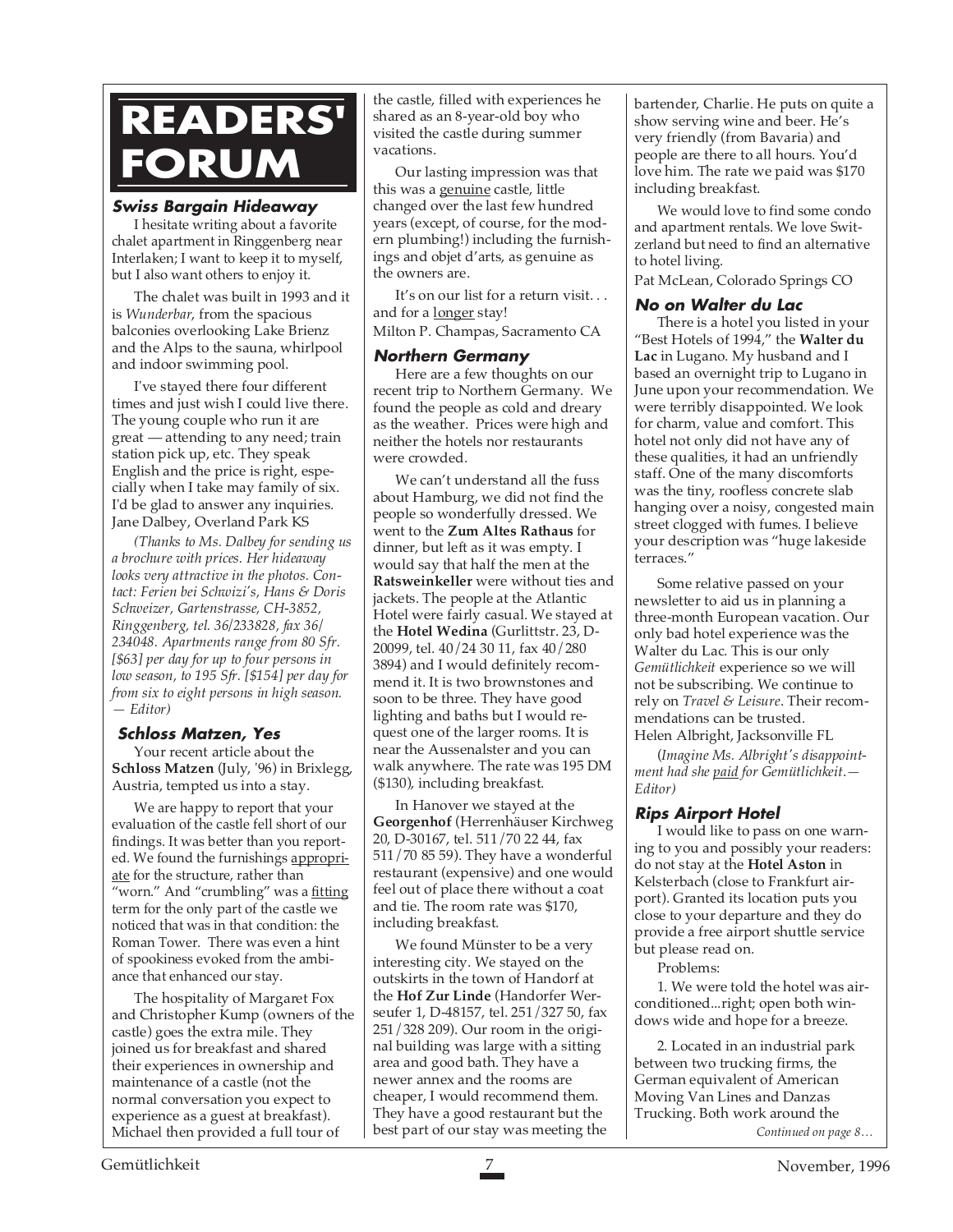# READERS' FORUM

### Swiss Bargain Hideaway

I hesitate writing about a favorite chalet apartment in Ringgenberg near Interlaken; I want to keep it to myself, but I also want others to enjoy it.

The chalet was built in 1993 and it is *Wunderbar*, from the spacious balconies overlooking Lake Brienz and the Alps to the sauna, whirlpool and indoor swimming pool.

I've stayed there four different times and just wish I could live there. The young couple who run it are great — attending to any need; train station pick up, etc. They speak English and the price is right, especially when I take may family of six. I'd be glad to answer any inquiries.
Jane Dalbey, Overland Park KS

*(Thanks to Ms. Dalbey for sending us a brochure with prices. Her hideaway looks very attractive in the photos. Contact: Ferien bei Schwizi's, Hans & Doris Schweizer, Gartenstrasse, CH-3852, Ringgenberg, tel. 36/233828, fax 36/234048. Apartments range from 80 Sfr. [$63] per day for up to four persons in low season, to 195 Sfr. [$154] per day for from six to eight persons in high season. — Editor)*

### Schloss Matzen, Yes

Your recent article about the **Schloss Matzen** (July, '96) in Brixlegg, Austria, tempted us into a stay.

We are happy to report that your evaluation of the castle fell short of our findings. It was better than you reported. We found the furnishings appropriate for the structure, rather than "worn." And "crumbling" was a fitting term for the only part of the castle we noticed that was in that condition: the Roman Tower. There was even a hint of spookiness evoked from the ambiance that enhanced our stay.

The hospitality of Margaret Fox and Christopher Kump (owners of the castle) goes the extra mile. They joined us for breakfast and shared their experiences in ownership and maintenance of a castle (not the normal conversation you expect to experience as a guest at breakfast). Michael then provided a full tour of the castle, filled with experiences he shared as an 8-year-old boy who visited the castle during summer vacations.

Our lasting impression was that this was a genuine castle, little changed over the last few hundred years (except, of course, for the modern plumbing!) including the furnishings and objet d'arts, as genuine as the owners are.

It's on our list for a return visit. . . and for a longer stay!
Milton P. Champas, Sacramento CA

### Northern Germany

Here are a few thoughts on our recent trip to Northern Germany. We found the people as cold and dreary as the weather. Prices were high and neither the hotels nor restaurants were crowded.

We can't understand all the fuss about Hamburg, we did not find the people so wonderfully dressed. We went to the **Zum Altes Rathaus** for dinner, but left as it was empty. I would say that half the men at the **Ratsweinkeller** were without ties and jackets. The people at the Atlantic Hotel were fairly casual. We stayed at the **Hotel Wedina** (Gurlittstr. 23, D-20099, tel. 40/24 30 11, fax 40/280 3894) and I would definitely recommend it. It is two brownstones and soon to be three. They have good lighting and baths but I would request one of the larger rooms. It is near the Aussenalster and you can walk anywhere. The rate was 195 DM ($130), including breakfast.

In Hanover we stayed at the **Georgenhof** (Herrenhäuser Kirchweg 20, D-30167, tel. 511/70 22 44, fax 511/70 85 59). They have a wonderful restaurant (expensive) and one would feel out of place there without a coat and tie. The room rate was $170, including breakfast.

We found Münster to be a very interesting city. We stayed on the outskirts in the town of Handorf at the **Hof Zur Linde** (Handorfer Werseufer 1, D-48157, tel. 251/327 50, fax 251/328 209). Our room in the original building was large with a sitting area and good bath. They have a newer annex and the rooms are cheaper, I would recommend them. They have a good restaurant but the best part of our stay was meeting the bartender, Charlie. He puts on quite a show serving wine and beer. He's very friendly (from Bavaria) and people are there to all hours. You'd love him. The rate we paid was $170 including breakfast.

We would love to find some condo and apartment rentals. We love Switzerland but need to find an alternative to hotel living.
Pat McLean, Colorado Springs CO

### No on Walter du Lac

There is a hotel you listed in your "Best Hotels of 1994," the **Walter du Lac** in Lugano. My husband and I based an overnight trip to Lugano in June upon your recommendation. We were terribly disappointed. We look for charm, value and comfort. This hotel not only did not have any of these qualities, it had an unfriendly staff. One of the many discomforts was the tiny, roofless concrete slab hanging over a noisy, congested main street clogged with fumes. I believe your description was "huge lakeside terraces."

Some relative passed on your newsletter to aid us in planning a three-month European vacation. Our only bad hotel experience was the Walter du Lac. This is our only *Gemütlichkeit* experience so we will not be subscribing. We continue to rely on *Travel & Leisure*. Their recommendations can be trusted.
Helen Albright, Jacksonville FL

*(Imagine Ms. Albright's disappointment had she paid for Gemütlichkeit.—Editor)*

### Rips Airport Hotel

I would like to pass on one warning to you and possibly your readers: do not stay at the **Hotel Aston** in Kelsterbach (close to Frankfurt airport). Granted its location puts you close to your departure and they do provide a free airport shuttle service but please read on.

Problems:

1. We were told the hotel was air-conditioned...right; open both windows wide and hope for a breeze.

2. Located in an industrial park between two trucking firms, the German equivalent of American Moving Van Lines and Danzas Trucking. Both work around the

*Continued on page 8…*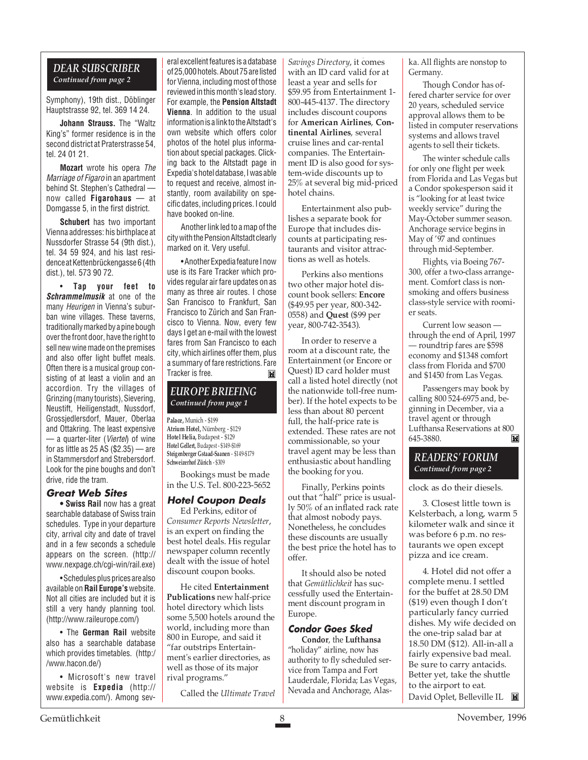## DEAR SUBSCRIBER

*Continued from page 2*

Symphony), 19th dist., Döblinger Hauptstrasse 92, tel. 369 14 24.

**Johann Strauss.** The "Waltz King's" former residence is in the second district at Praterstrasse 54, tel. 24 01 21.

**Mozart** wrote his opera *The Marriage of Figaro* in an apartment behind St. Stephen's Cathedral — now called **Figarohaus** — at Domgasse 5, in the first district.

**Schubert** has two important Vienna addresses: his birthplace at Nussdorfer Strasse 54 (9th dist.), tel. 34 59 924, and his last residence at Kettenbrückengasse 6 (4th dist.), tel. 573 90 72.

• **Tap your feet to *Schrammelmusik*** at one of the many *Heurigen* in Vienna's suburban wine villages. These taverns, traditionally marked by a pine bough over the front door, have the right to sell new wine made on the premises and also offer light buffet meals. Often there is a musical group consisting of at least a violin and an accordion. Try the villages of Grinzing (many tourists), Sievering, Neustift, Heiligenstadt, Nussdorf, Grossjedlersdorf, Mauer, Oberlaa and Ottakring. The least expensive — a quarter-liter (*Viertel*) of wine for as little as 25 AS ($2.35) — are in Stammersdorf and Strebersdorf. Look for the pine boughs and don't drive, ride the tram.

### Great Web Sites

• **Swiss Rail** now has a great searchable database of Swiss train schedules. Type in your departure city, arrival city and date of travel and in a few seconds a schedule appears on the screen. (http://www.nexpage.ch/cgi-win/rail.exe)

• Schedules plus prices are also available on **Rail Europe's** website. Not all cities are included but it is still a very handy planning tool. (http://www.raileurope.com/)

• The **German Rail** website also has a searchable database which provides timetables. (http://www.hacon.de/)

• Microsoft's new travel website is **Expedia** (http://www.expedia.com/). Among several excellent features is a database of 25,000 hotels. About 75 are listed for Vienna, including most of those reviewed in this month's lead story. For example, the **Pension Altstadt Vienna**. In addition to the usual information is a link to the Altstadt's own website which offers color photos of the hotel plus information about special packages. Clicking back to the Altstadt page in Expedia's hotel database, I was able to request and receive, almost instantly, room availability on specific dates, including prices. I could have booked on-line.

Another link led to a map of the city with the Pension Altstadt clearly marked on it. Very useful.

• Another Expedia feature I now use is its Fare Tracker which provides regular air fare updates on as many as three air routes. I chose San Francisco to Frankfurt, San Francisco to Zürich and San Francisco to Vienna. Now, every few days I get an e-mail with the lowest fares from San Francisco to each city, which airlines offer them, plus a summary of fare restrictions. Fare Tracker is free.

## EUROPE BRIEFING

*Continued from page 1*

**Palace,** Munich - $199
**Atrium Hotel,** Nürnberg - $129
**Hotel Helia,** Budapest - $129
**Hotel Gellert,** Budapest - $149-$169
**Steigenberger Gstaad-Saanen** - $149-$179
**Schweizerhof Zürich** - $309

Bookings must be made in the U.S. Tel. 800-223-5652

### Hotel Coupon Deals

Ed Perkins, editor of *Consumer Reports Newsletter*, is an expert on finding the best hotel deals. His regular newspaper column recently dealt with the issue of hotel discount coupon books.

He cited **Entertainment Publications** new half-price hotel directory which lists some 5,500 hotels around the world, including more than 800 in Europe, and said it "far outstrips Entertainment's earlier directories, as well as those of its major rival programs."

Called the *Ultimate Travel Savings Directory*, it comes with an ID card valid for at least a year and sells for $59.95 from Entertainment 1-800-445-4137. The directory includes discount coupons for **American Airlines**, **Continental Airlines**, several cruise lines and car-rental companies. The Entertainment ID is also good for system-wide discounts up to 25% at several big mid-priced hotel chains.

Entertainment also publishes a separate book for Europe that includes discounts at participating restaurants and visitor attractions as well as hotels.

Perkins also mentions two other major hotel discount book sellers: **Encore** ($49.95 per year, 800-342-0558) and **Quest** ($99 per year, 800-742-3543).

In order to reserve a room at a discount rate, the Entertainment (or Encore or Quest) ID card holder must call a listed hotel directly (not the nationwide toll-free number). If the hotel expects to be less than about 80 percent full, the half-price rate is extended. These rates are not commissionable, so your travel agent may be less than enthusiastic about handling the booking for you.

Finally, Perkins points out that "half" price is usually 50% of an inflated rack rate that almost nobody pays. Nonetheless, he concludes these discounts are usually the best price the hotel has to offer.

It should also be noted that *Gemütlichkeit* has successfully used the Entertainment discount program in Europe.

### Condor Goes Sked

**Condor**, the **Lufthansa** "holiday" airline, now has authority to fly scheduled service from Tampa and Fort Lauderdale, Florida; Las Vegas, Nevada and Anchorage, Alaska. All flights are nonstop to Germany.

Though Condor has offered charter service for over 20 years, scheduled service approval allows them to be listed in computer reservations systems and allows travel agents to sell their tickets.

The winter schedule calls for only one flight per week from Florida and Las Vegas but a Condor spokesperson said it is "looking for at least twice weekly service" during the May-October summer season. Anchorage service begins in May of '97 and continues through mid-September.

Flights, via Boeing 767-300, offer a two-class arrangement. Comfort class is non-smoking and offers business class-style service with roomier seats.

Current low season — through the end of April, 1997 — roundtrip fares are $598 economy and $1348 comfort class from Florida and $700 and $1450 from Las Vegas.

Passengers may book by calling 800 524-6975 and, beginning in December, via a travel agent or through Lufthansa Reservations at 800 645-3880.

## READERS' FORUM

*Continued from page 2*

clock as do their diesels.

3. Closest little town is Kelsterbach, a long, warm 5 kilometer walk and since it was before 6 p.m. no restaurants we open except pizza and ice cream.

4. Hotel did not offer a complete menu. I settled for the buffet at 28.50 DM ($19) even though I don't particularly fancy curried dishes. My wife decided on the one-trip salad bar at 18.50 DM ($12). All-in-all a fairly expensive bad meal. Be sure to carry antacids. Better yet, take the shuttle to the airport to eat.
David Oplet, Belleville IL